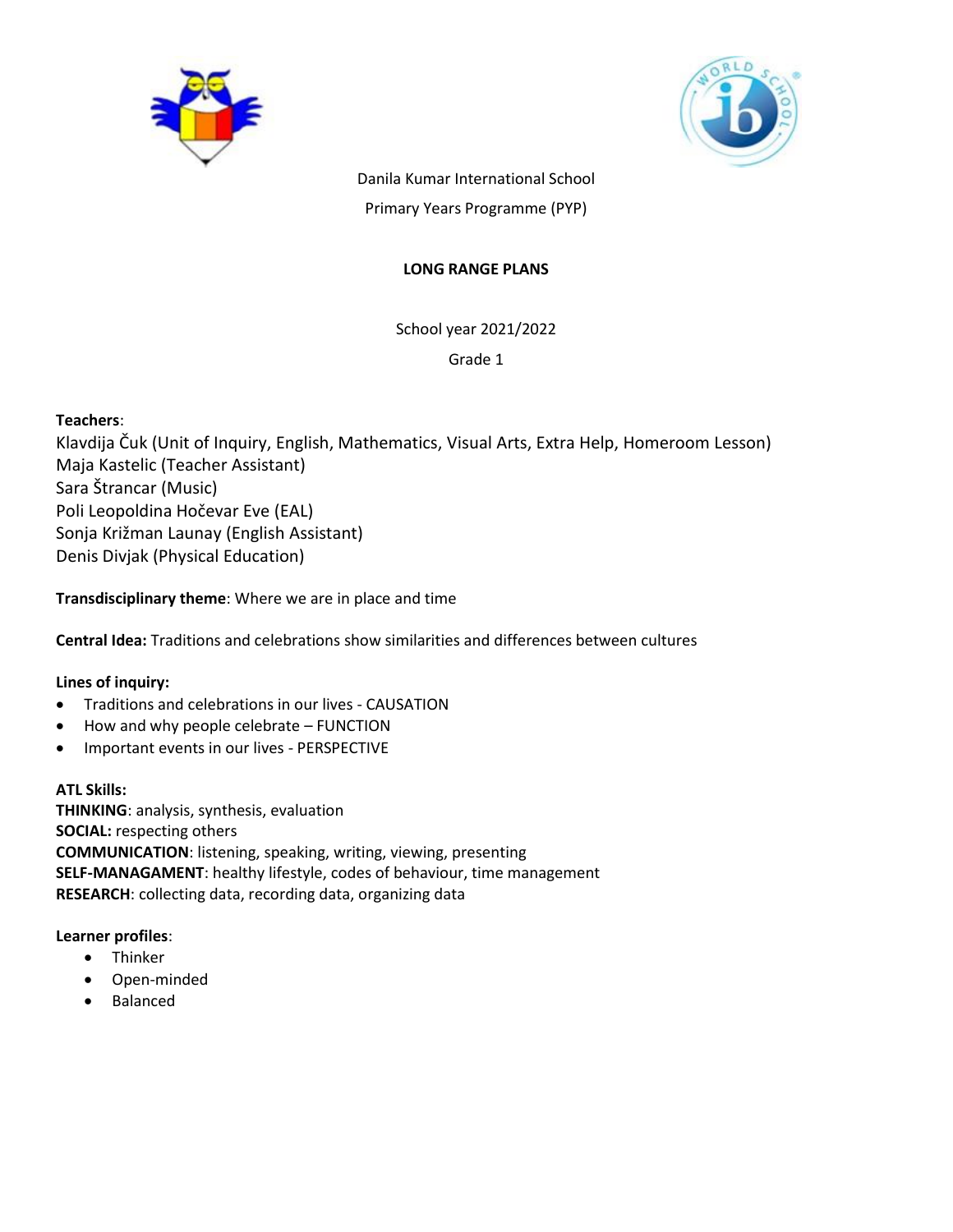Danila Kumar International School

Primary Years Programme (PYP)

**LONG RANGE PLANS**

School year 2021/2022

Grade 1

**Teachers**:
Klavdija Čuk (Unit of Inquiry, English, Mathematics, Visual Arts, Extra Help, Homeroom Lesson)
Maja Kastelic (Teacher Assistant)
Sara Štrancar (Music)
Poli Leopoldina Hočevar Eve (EAL)
Sonja Križman Launay (English Assistant)
Denis Divjak (Physical Education)

**Transdisciplinary theme**: Where we are in place and time

**Central Idea:** Traditions and celebrations show similarities and differences between cultures

**Lines of inquiry:**

- Traditions and celebrations in our lives - CAUSATION
- How and why people celebrate – FUNCTION
- Important events in our lives - PERSPECTIVE

**ATL Skills:**
**THINKING**: analysis, synthesis, evaluation
**SOCIAL:** respecting others
**COMMUNICATION**: listening, speaking, writing, viewing, presenting
**SELF-MANAGAMENT**: healthy lifestyle, codes of behaviour, time management
**RESEARCH**: collecting data, recording data, organizing data

**Learner profiles**:

- Thinker
- Open-minded
- Balanced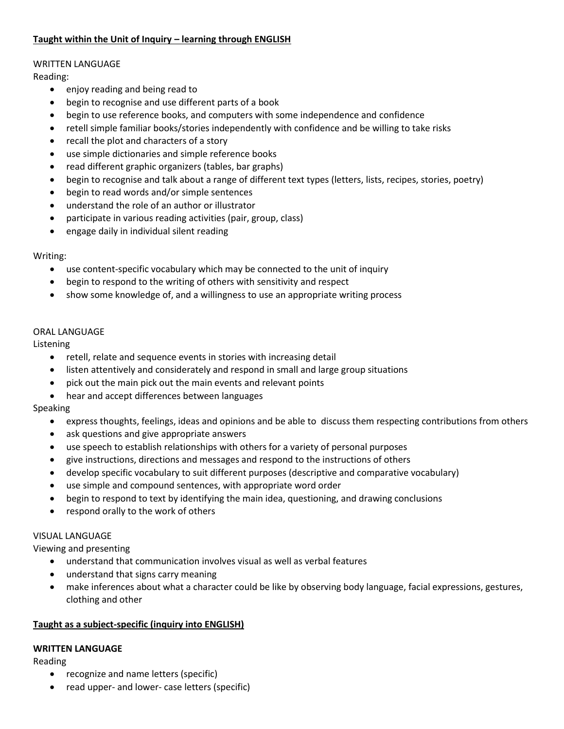**Taught within the Unit of Inquiry – learning through ENGLISH**

WRITTEN LANGUAGE

Reading:

- enjoy reading and being read to
- begin to recognise and use different parts of a book
- begin to use reference books, and computers with some independence and confidence
- retell simple familiar books/stories independently with confidence and be willing to take risks
- recall the plot and characters of a story
- use simple dictionaries and simple reference books
- read different graphic organizers (tables, bar graphs)
- begin to recognise and talk about a range of different text types (letters, lists, recipes, stories, poetry)
- begin to read words and/or simple sentences
- understand the role of an author or illustrator
- participate in various reading activities (pair, group, class)
- engage daily in individual silent reading

Writing:

- use content-specific vocabulary which may be connected to the unit of inquiry
- begin to respond to the writing of others with sensitivity and respect
- show some knowledge of, and a willingness to use an appropriate writing process

ORAL LANGUAGE

Listening

- retell, relate and sequence events in stories with increasing detail
- listen attentively and considerately and respond in small and large group situations
- pick out the main pick out the main events and relevant points
- hear and accept differences between languages

Speaking

- express thoughts, feelings, ideas and opinions and be able to discuss them respecting contributions from others
- ask questions and give appropriate answers
- use speech to establish relationships with others for a variety of personal purposes
- give instructions, directions and messages and respond to the instructions of others
- develop specific vocabulary to suit different purposes (descriptive and comparative vocabulary)
- use simple and compound sentences, with appropriate word order
- begin to respond to text by identifying the main idea, questioning, and drawing conclusions
- respond orally to the work of others

VISUAL LANGUAGE

Viewing and presenting

- understand that communication involves visual as well as verbal features
- understand that signs carry meaning
- make inferences about what a character could be like by observing body language, facial expressions, gestures, clothing and other

**Taught as a subject-specific (inquiry into ENGLISH)**

**WRITTEN LANGUAGE**

Reading

- recognize and name letters (specific)
- read upper- and lower- case letters (specific)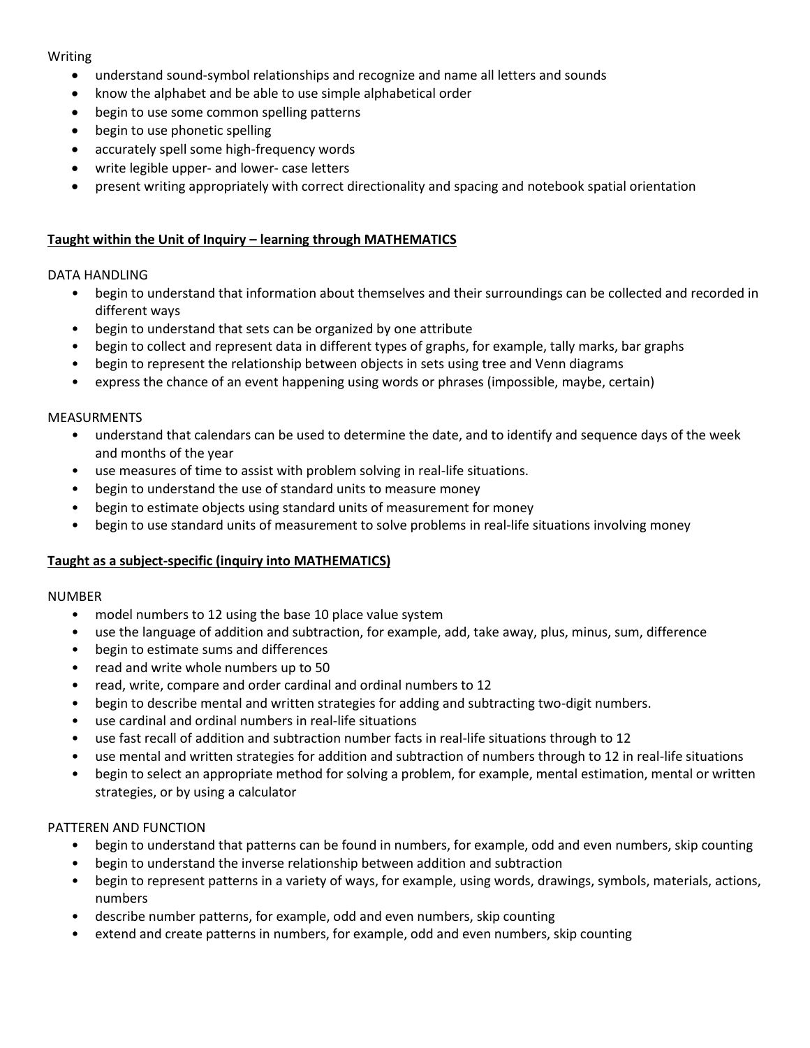Writing

- understand sound-symbol relationships and recognize and name all letters and sounds
- know the alphabet and be able to use simple alphabetical order
- begin to use some common spelling patterns
- begin to use phonetic spelling
- accurately spell some high-frequency words
- write legible upper- and lower- case letters
- present writing appropriately with correct directionality and spacing and notebook spatial orientation

**Taught within the Unit of Inquiry – learning through MATHEMATICS**

DATA HANDLING

- begin to understand that information about themselves and their surroundings can be collected and recorded in different ways
- begin to understand that sets can be organized by one attribute
- begin to collect and represent data in different types of graphs, for example, tally marks, bar graphs
- begin to represent the relationship between objects in sets using tree and Venn diagrams
- express the chance of an event happening using words or phrases (impossible, maybe, certain)

MEASURMENTS

- understand that calendars can be used to determine the date, and to identify and sequence days of the week and months of the year
- use measures of time to assist with problem solving in real-life situations.
- begin to understand the use of standard units to measure money
- begin to estimate objects using standard units of measurement for money
- begin to use standard units of measurement to solve problems in real-life situations involving money

**Taught as a subject-specific (inquiry into MATHEMATICS)**

NUMBER

- model numbers to 12 using the base 10 place value system
- use the language of addition and subtraction, for example, add, take away, plus, minus, sum, difference
- begin to estimate sums and differences
- read and write whole numbers up to 50
- read, write, compare and order cardinal and ordinal numbers to 12
- begin to describe mental and written strategies for adding and subtracting two-digit numbers.
- use cardinal and ordinal numbers in real-life situations
- use fast recall of addition and subtraction number facts in real-life situations through to 12
- use mental and written strategies for addition and subtraction of numbers through to 12 in real-life situations
- begin to select an appropriate method for solving a problem, for example, mental estimation, mental or written strategies, or by using a calculator

PATTEREN AND FUNCTION

- begin to understand that patterns can be found in numbers, for example, odd and even numbers, skip counting
- begin to understand the inverse relationship between addition and subtraction
- begin to represent patterns in a variety of ways, for example, using words, drawings, symbols, materials, actions, numbers
- describe number patterns, for example, odd and even numbers, skip counting
- extend and create patterns in numbers, for example, odd and even numbers, skip counting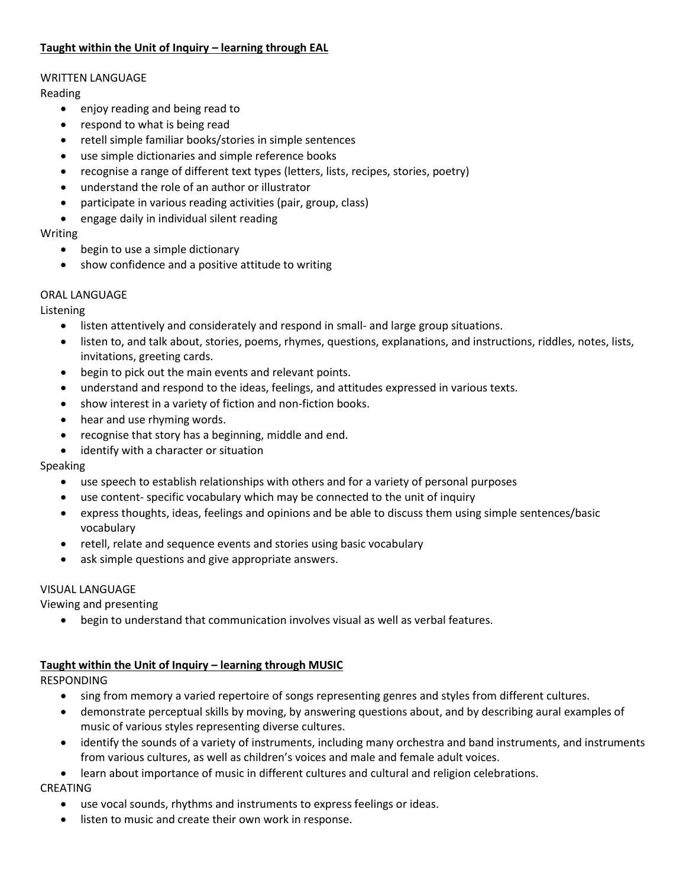**Taught within the Unit of Inquiry – learning through EAL**

WRITTEN LANGUAGE

Reading

- enjoy reading and being read to
- respond to what is being read
- retell simple familiar books/stories in simple sentences
- use simple dictionaries and simple reference books
- recognise a range of different text types (letters, lists, recipes, stories, poetry)
- understand the role of an author or illustrator
- participate in various reading activities (pair, group, class)
- engage daily in individual silent reading

Writing

- begin to use a simple dictionary
- show confidence and a positive attitude to writing

ORAL LANGUAGE

Listening

- listen attentively and considerately and respond in small- and large group situations.
- listen to, and talk about, stories, poems, rhymes, questions, explanations, and instructions, riddles, notes, lists, invitations, greeting cards.
- begin to pick out the main events and relevant points.
- understand and respond to the ideas, feelings, and attitudes expressed in various texts.
- show interest in a variety of fiction and non-fiction books.
- hear and use rhyming words.
- recognise that story has a beginning, middle and end.
- identify with a character or situation

Speaking

- use speech to establish relationships with others and for a variety of personal purposes
- use content- specific vocabulary which may be connected to the unit of inquiry
- express thoughts, ideas, feelings and opinions and be able to discuss them using simple sentences/basic vocabulary
- retell, relate and sequence events and stories using basic vocabulary
- ask simple questions and give appropriate answers.

VISUAL LANGUAGE

Viewing and presenting

- begin to understand that communication involves visual as well as verbal features.

**Taught within the Unit of Inquiry – learning through MUSIC**

RESPONDING

- sing from memory a varied repertoire of songs representing genres and styles from different cultures.
- demonstrate perceptual skills by moving, by answering questions about, and by describing aural examples of music of various styles representing diverse cultures.
- identify the sounds of a variety of instruments, including many orchestra and band instruments, and instruments from various cultures, as well as children's voices and male and female adult voices.
- learn about importance of music in different cultures and cultural and religion celebrations.

CREATING

- use vocal sounds, rhythms and instruments to express feelings or ideas.
- listen to music and create their own work in response.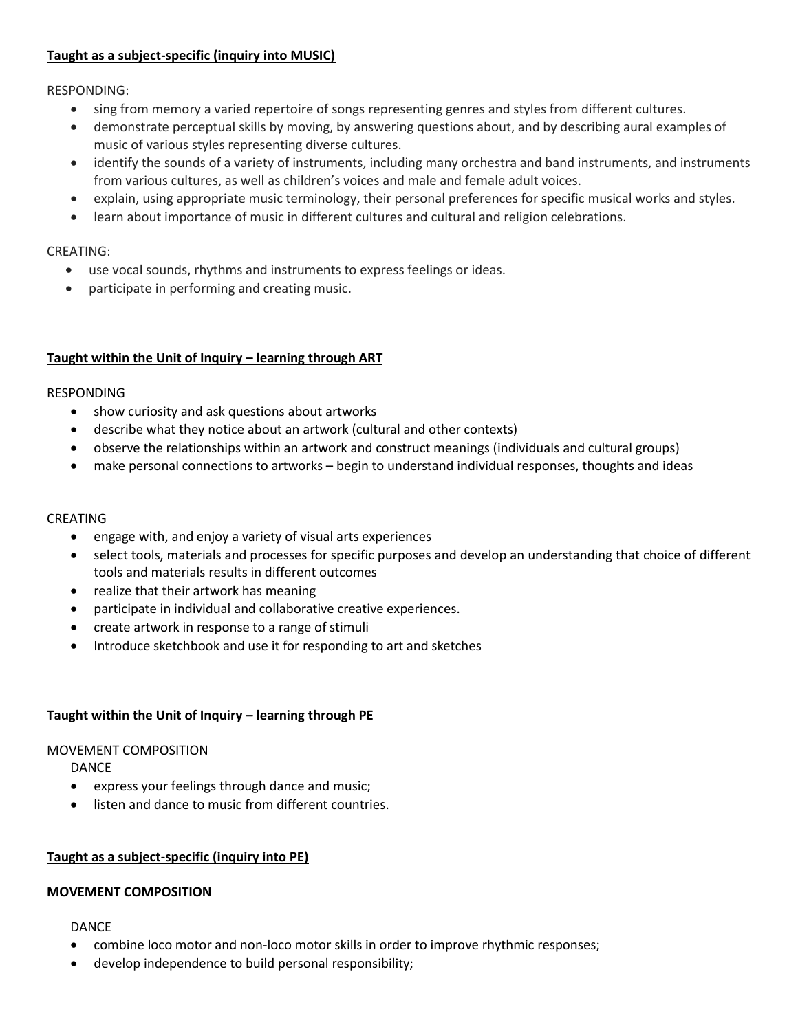**Taught as a subject-specific (inquiry into MUSIC)**

RESPONDING:

- sing from memory a varied repertoire of songs representing genres and styles from different cultures.
- demonstrate perceptual skills by moving, by answering questions about, and by describing aural examples of music of various styles representing diverse cultures.
- identify the sounds of a variety of instruments, including many orchestra and band instruments, and instruments from various cultures, as well as children's voices and male and female adult voices.
- explain, using appropriate music terminology, their personal preferences for specific musical works and styles.
- learn about importance of music in different cultures and cultural and religion celebrations.

CREATING:

- use vocal sounds, rhythms and instruments to express feelings or ideas.
- participate in performing and creating music.

**Taught within the Unit of Inquiry – learning through ART**

RESPONDING

- show curiosity and ask questions about artworks
- describe what they notice about an artwork (cultural and other contexts)
- observe the relationships within an artwork and construct meanings (individuals and cultural groups)
- make personal connections to artworks – begin to understand individual responses, thoughts and ideas

CREATING

- engage with, and enjoy a variety of visual arts experiences
- select tools, materials and processes for specific purposes and develop an understanding that choice of different tools and materials results in different outcomes
- realize that their artwork has meaning
- participate in individual and collaborative creative experiences.
- create artwork in response to a range of stimuli
- Introduce sketchbook and use it for responding to art and sketches

**Taught within the Unit of Inquiry – learning through PE**

MOVEMENT COMPOSITION

DANCE

- express your feelings through dance and music;
- listen and dance to music from different countries.

**Taught as a subject-specific (inquiry into PE)**

**MOVEMENT COMPOSITION**

DANCE

- combine loco motor and non-loco motor skills in order to improve rhythmic responses;
- develop independence to build personal responsibility;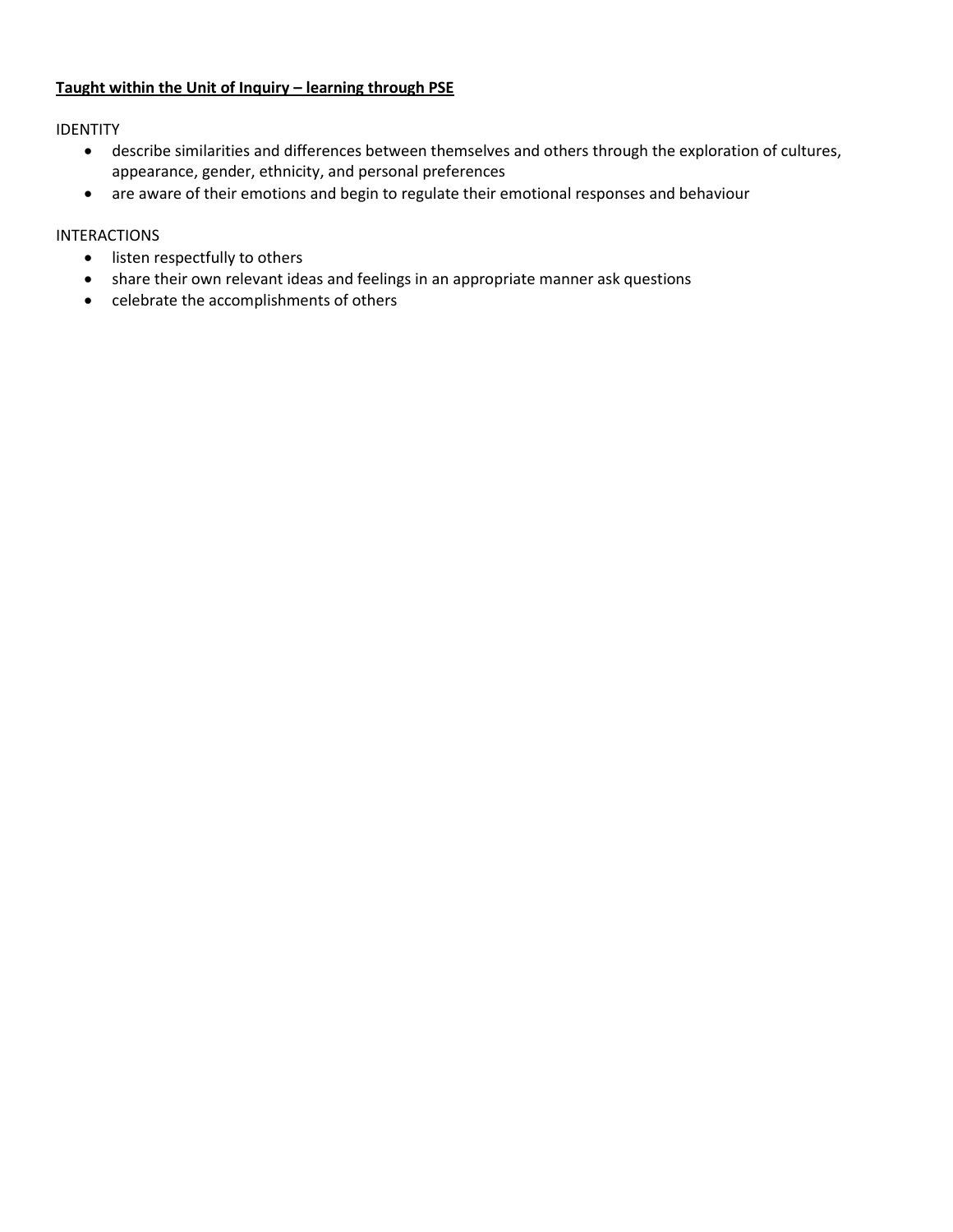**Taught within the Unit of Inquiry – learning through PSE**

IDENTITY

- describe similarities and differences between themselves and others through the exploration of cultures, appearance, gender, ethnicity, and personal preferences
- are aware of their emotions and begin to regulate their emotional responses and behaviour

INTERACTIONS

- listen respectfully to others
- share their own relevant ideas and feelings in an appropriate manner ask questions
- celebrate the accomplishments of others